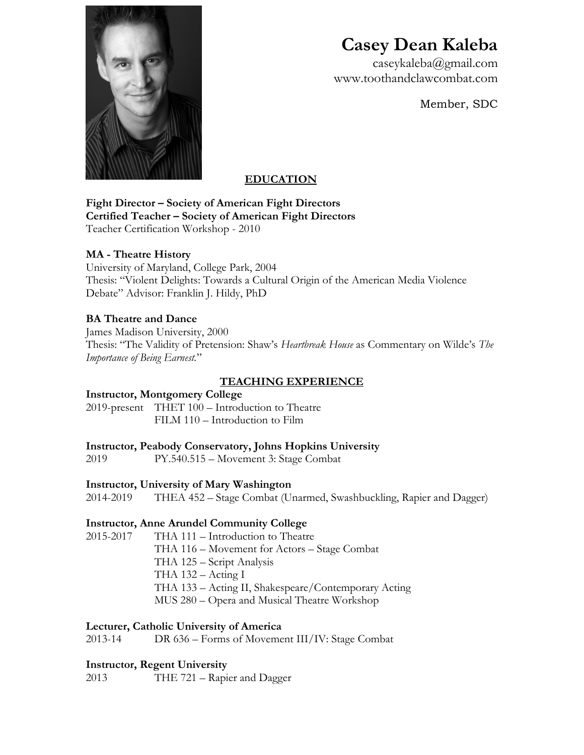# Casey Dean Kaleba

caseykaleba@gmail.com
www.toothandclawcombat.com

Member, SDC

## EDUCATION

**Fight Director – Society of American Fight Directors**
**Certified Teacher – Society of American Fight Directors**
Teacher Certification Workshop - 2010

**MA - Theatre History**
University of Maryland, College Park, 2004
Thesis: "Violent Delights: Towards a Cultural Origin of the American Media Violence Debate" Advisor: Franklin J. Hildy, PhD

**BA Theatre and Dance**
James Madison University, 2000
Thesis: "The Validity of Pretension: Shaw's *Heartbreak House* as Commentary on Wilde's *The Importance of Being Earnest*."

## TEACHING EXPERIENCE

**Instructor, Montgomery College**
2019-present THET 100 – Introduction to Theatre
FILM 110 – Introduction to Film

**Instructor, Peabody Conservatory, Johns Hopkins University**
2019 PY.540.515 – Movement 3: Stage Combat

**Instructor, University of Mary Washington**
2014-2019 THEA 452 – Stage Combat (Unarmed, Swashbuckling, Rapier and Dagger)

**Instructor, Anne Arundel Community College**
2015-2017 THA 111 – Introduction to Theatre
THA 116 – Movement for Actors – Stage Combat
THA 125 – Script Analysis
THA 132 – Acting I
THA 133 – Acting II, Shakespeare/Contemporary Acting
MUS 280 – Opera and Musical Theatre Workshop

**Lecturer, Catholic University of America**
2013-14 DR 636 – Forms of Movement III/IV: Stage Combat

**Instructor, Regent University**
2013 THE 721 – Rapier and Dagger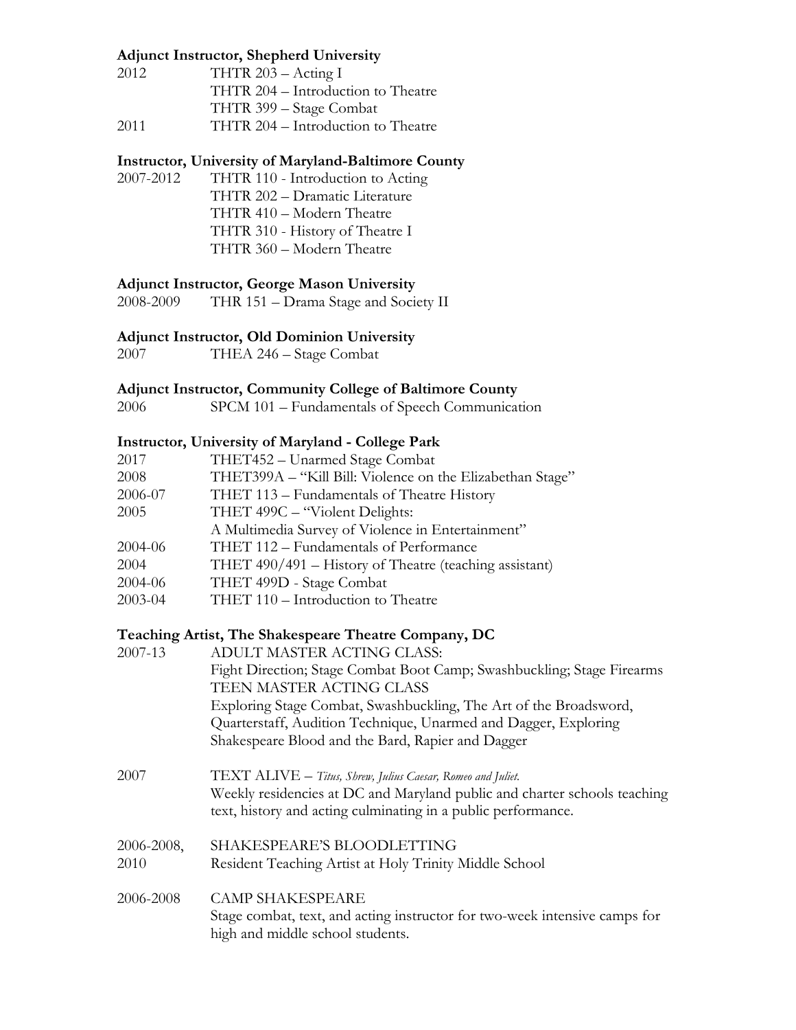**Adjunct Instructor, Shepherd University**

| | |
|---|---|
| 2012 | THTR 203 – Acting I |
| | THTR 204 – Introduction to Theatre |
| | THTR 399 – Stage Combat |
| 2011 | THTR 204 – Introduction to Theatre |

**Instructor, University of Maryland-Baltimore County**

| | |
|---|---|
| 2007-2012 | THTR 110 - Introduction to Acting |
| | THTR 202 – Dramatic Literature |
| | THTR 410 – Modern Theatre |
| | THTR 310 - History of Theatre I |
| | THTR 360 – Modern Theatre |

**Adjunct Instructor, George Mason University**

| | |
|---|---|
| 2008-2009 | THR 151 – Drama Stage and Society II |

**Adjunct Instructor, Old Dominion University**

| | |
|---|---|
| 2007 | THEA 246 – Stage Combat |

**Adjunct Instructor, Community College of Baltimore County**

| | |
|---|---|
| 2006 | SPCM 101 – Fundamentals of Speech Communication |

**Instructor, University of Maryland - College Park**

| | |
|---|---|
| 2017 | THET452 – Unarmed Stage Combat |
| 2008 | THET399A – "Kill Bill: Violence on the Elizabethan Stage" |
| 2006-07 | THET 113 – Fundamentals of Theatre History |
| 2005 | THET 499C – "Violent Delights: A Multimedia Survey of Violence in Entertainment" |
| 2004-06 | THET 112 – Fundamentals of Performance |
| 2004 | THET 490/491 – History of Theatre (teaching assistant) |
| 2004-06 | THET 499D - Stage Combat |
| 2003-04 | THET 110 – Introduction to Theatre |

**Teaching Artist, The Shakespeare Theatre Company, DC**

2007-13 — ADULT MASTER ACTING CLASS:
Fight Direction; Stage Combat Boot Camp; Swashbuckling; Stage Firearms
TEEN MASTER ACTING CLASS
Exploring Stage Combat, Swashbuckling, The Art of the Broadsword, Quarterstaff, Audition Technique, Unarmed and Dagger, Exploring Shakespeare Blood and the Bard, Rapier and Dagger

2007 — TEXT ALIVE – *Titus, Shrew, Julius Caesar, Romeo and Juliet.*
Weekly residencies at DC and Maryland public and charter schools teaching text, history and acting culminating in a public performance.

2006-2008, 2010 — SHAKESPEARE'S BLOODLETTING
Resident Teaching Artist at Holy Trinity Middle School

2006-2008 — CAMP SHAKESPEARE
Stage combat, text, and acting instructor for two-week intensive camps for high and middle school students.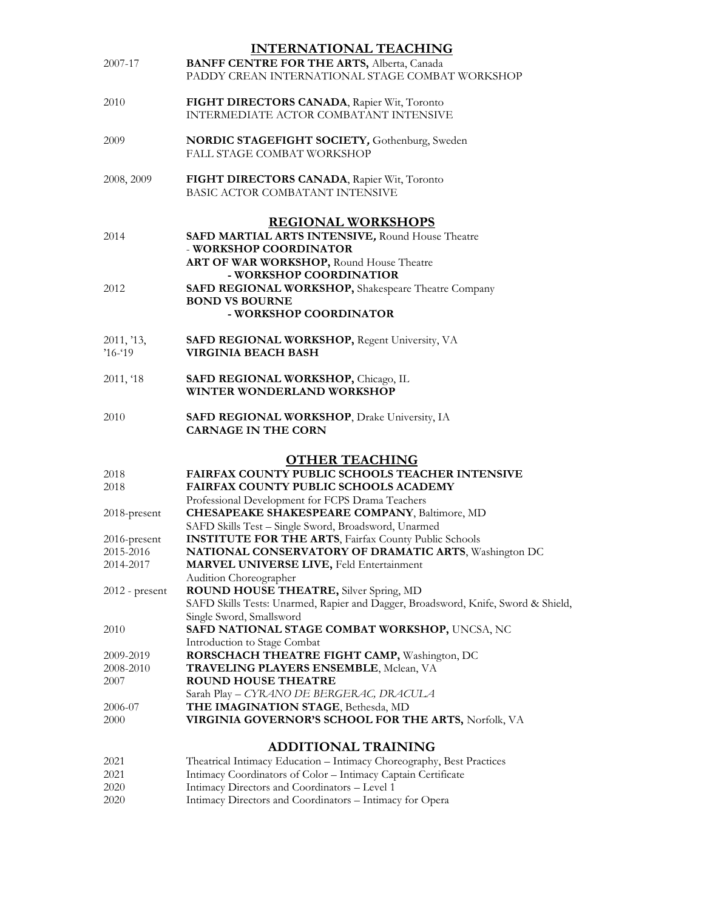## INTERNATIONAL TEACHING

| | |
|---|---|
| 2007-17 | **BANFF CENTRE FOR THE ARTS,** Alberta, Canada<br>PADDY CREAN INTERNATIONAL STAGE COMBAT WORKSHOP |
| 2010 | **FIGHT DIRECTORS CANADA**, Rapier Wit, Toronto<br>INTERMEDIATE ACTOR COMBATANT INTENSIVE |
| 2009 | **NORDIC STAGEFIGHT SOCIETY,** Gothenburg, Sweden<br>FALL STAGE COMBAT WORKSHOP |
| 2008, 2009 | **FIGHT DIRECTORS CANADA**, Rapier Wit, Toronto<br>BASIC ACTOR COMBATANT INTENSIVE |

## REGIONAL WORKSHOPS

| | |
|---|---|
| 2014 | **SAFD MARTIAL ARTS INTENSIVE,** Round House Theatre<br>**- WORKSHOP COORDINATOR**<br>**ART OF WAR WORKSHOP,** Round House Theatre<br>**- WORKSHOP COORDINATIOR** |
| 2012 | **SAFD REGIONAL WORKSHOP,** Shakespeare Theatre Company<br>**BOND VS BOURNE**<br>**- WORKSHOP COORDINATOR** |
| 2011, '13, '16-'19 | **SAFD REGIONAL WORKSHOP,** Regent University, VA<br>**VIRGINIA BEACH BASH** |
| 2011, '18 | **SAFD REGIONAL WORKSHOP,** Chicago, IL<br>**WINTER WONDERLAND WORKSHOP** |
| 2010 | **SAFD REGIONAL WORKSHOP**, Drake University, IA<br>**CARNAGE IN THE CORN** |

## OTHER TEACHING

| | |
|---|---|
| 2018 | **FAIRFAX COUNTY PUBLIC SCHOOLS TEACHER INTENSIVE** |
| 2018 | **FAIRFAX COUNTY PUBLIC SCHOOLS ACADEMY**<br>Professional Development for FCPS Drama Teachers |
| 2018-present | **CHESAPEAKE SHAKESPEARE COMPANY**, Baltimore, MD<br>SAFD Skills Test – Single Sword, Broadsword, Unarmed |
| 2016-present | **INSTITUTE FOR THE ARTS**, Fairfax County Public Schools |
| 2015-2016 | **NATIONAL CONSERVATORY OF DRAMATIC ARTS**, Washington DC |
| 2014-2017 | **MARVEL UNIVERSE LIVE,** Feld Entertainment<br>Audition Choreographer |
| 2012 - present | **ROUND HOUSE THEATRE,** Silver Spring, MD<br>SAFD Skills Tests: Unarmed, Rapier and Dagger, Broadsword, Knife, Sword & Shield, Single Sword, Smallsword |
| 2010 | **SAFD NATIONAL STAGE COMBAT WORKSHOP,** UNCSA, NC<br>Introduction to Stage Combat |
| 2009-2019 | **RORSCHACH THEATRE FIGHT CAMP,** Washington, DC |
| 2008-2010 | **TRAVELING PLAYERS ENSEMBLE**, Mclean, VA |
| 2007 | **ROUND HOUSE THEATRE**<br>Sarah Play – *CYRANO DE BERGERAC, DRACULA* |
| 2006-07 | **THE IMAGINATION STAGE**, Bethesda, MD |
| 2000 | **VIRGINIA GOVERNOR'S SCHOOL FOR THE ARTS,** Norfolk, VA |

## ADDITIONAL TRAINING

| | |
|---|---|
| 2021 | Theatrical Intimacy Education – Intimacy Choreography, Best Practices |
| 2021 | Intimacy Coordinators of Color – Intimacy Captain Certificate |
| 2020 | Intimacy Directors and Coordinators – Level 1 |
| 2020 | Intimacy Directors and Coordinators – Intimacy for Opera |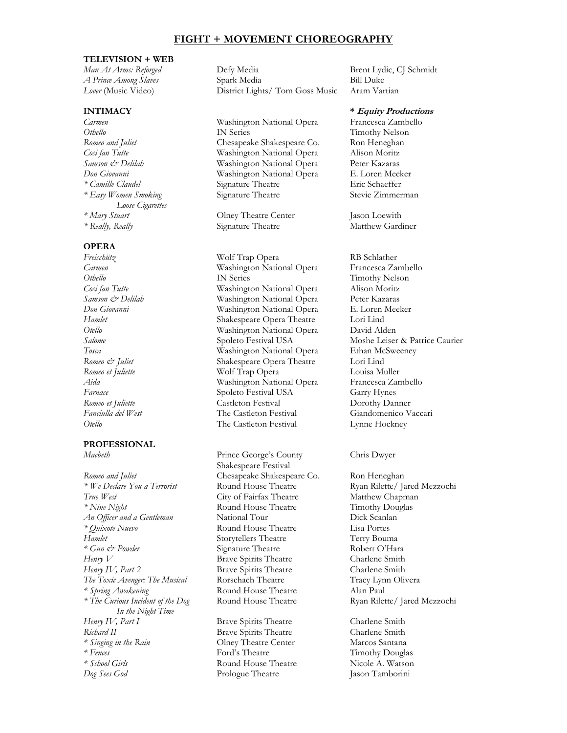# FIGHT + MOVEMENT CHOREOGRAPHY

## TELEVISION + WEB

| | | |
|---|---|---|
| *Man At Arms: Reforged* | Defy Media | Brent Lydic, CJ Schmidt |
| *A Prince Among Slaves* | Spark Media | Bill Duke |
| *Lover* (Music Video) | District Lights/ Tom Goss Music | Aram Vartian |

## INTIMACY

***** ***Equity Productions***

| | | |
|---|---|---|
| *Carmen* | Washington National Opera | Francesca Zambello |
| *Othello* | IN Series | Timothy Nelson |
| *Romeo and Juliet* | Chesapeake Shakespeare Co. | Ron Heneghan |
| *Cosi fan Tutte* | Washington National Opera | Alison Moritz |
| *Samson & Delilah* | Washington National Opera | Peter Kazaras |
| *Don Giovanni* | Washington National Opera | E. Loren Meeker |
| *\* Camille Claudel* | Signature Theatre | Eric Schaeffer |
| *\* Easy Women Smoking Loose Cigarettes* | Signature Theatre | Stevie Zimmerman |
| *\* Mary Stuart* | Olney Theatre Center | Jason Loewith |
| *\* Really, Really* | Signature Theatre | Matthew Gardiner |

## OPERA

| | | |
|---|---|---|
| *Freischütz* | Wolf Trap Opera | RB Schlather |
| *Carmen* | Washington National Opera | Francesca Zambello |
| *Othello* | IN Series | Timothy Nelson |
| *Cosi fan Tutte* | Washington National Opera | Alison Moritz |
| *Samson & Delilah* | Washington National Opera | Peter Kazaras |
| *Don Giovanni* | Washington National Opera | E. Loren Meeker |
| *Hamlet* | Shakespeare Opera Theatre | Lori Lind |
| *Otello* | Washington National Opera | David Alden |
| *Salome* | Spoleto Festival USA | Moshe Leiser & Patrice Caurier |
| *Tosca* | Washington National Opera | Ethan McSweeney |
| *Romeo & Juliet* | Shakespeare Opera Theatre | Lori Lind |
| *Romeo et Juliette* | Wolf Trap Opera | Louisa Muller |
| *Aida* | Washington National Opera | Francesca Zambello |
| *Farnace* | Spoleto Festival USA | Garry Hynes |
| *Romeo et Juliette* | Castleton Festival | Dorothy Danner |
| *Fanciulla del West* | The Castleton Festival | Giandomenico Vaccari |
| *Otello* | The Castleton Festival | Lynne Hockney |

## PROFESSIONAL

| | | |
|---|---|---|
| *Macbeth* | Prince George's County Shakespeare Festival | Chris Dwyer |
| *Romeo and Juliet* | Chesapeake Shakespeare Co. | Ron Heneghan |
| *\* We Declare You a Terrorist* | Round House Theatre | Ryan Rilette/ Jared Mezzochi |
| *True West* | City of Fairfax Theatre | Matthew Chapman |
| *\* Nine Night* | Round House Theatre | Timothy Douglas |
| *An Officer and a Gentleman* | National Tour | Dick Scanlan |
| *\* Quixote Nuevo* | Round House Theatre | Lisa Portes |
| *Hamlet* | Storytellers Theatre | Terry Bouma |
| *\* Gun & Powder* | Signature Theatre | Robert O'Hara |
| *Henry V* | Brave Spirits Theatre | Charlene Smith |
| *Henry IV, Part 2* | Brave Spirits Theatre | Charlene Smith |
| *The Toxic Avenger: The Musical* | Rorschach Theatre | Tracy Lynn Olivera |
| *\* Spring Awakening* | Round House Theatre | Alan Paul |
| *\* The Curious Incident of the Dog In the Night Time* | Round House Theatre | Ryan Rilette/ Jared Mezzochi |
| *Henry IV, Part I* | Brave Spirits Theatre | Charlene Smith |
| *Richard II* | Brave Spirits Theatre | Charlene Smith |
| *\* Singing in the Rain* | Olney Theatre Center | Marcos Santana |
| *\* Fences* | Ford's Theatre | Timothy Douglas |
| *\* School Girls* | Round House Theatre | Nicole A. Watson |
| *Dog Sees God* | Prologue Theatre | Jason Tamborini |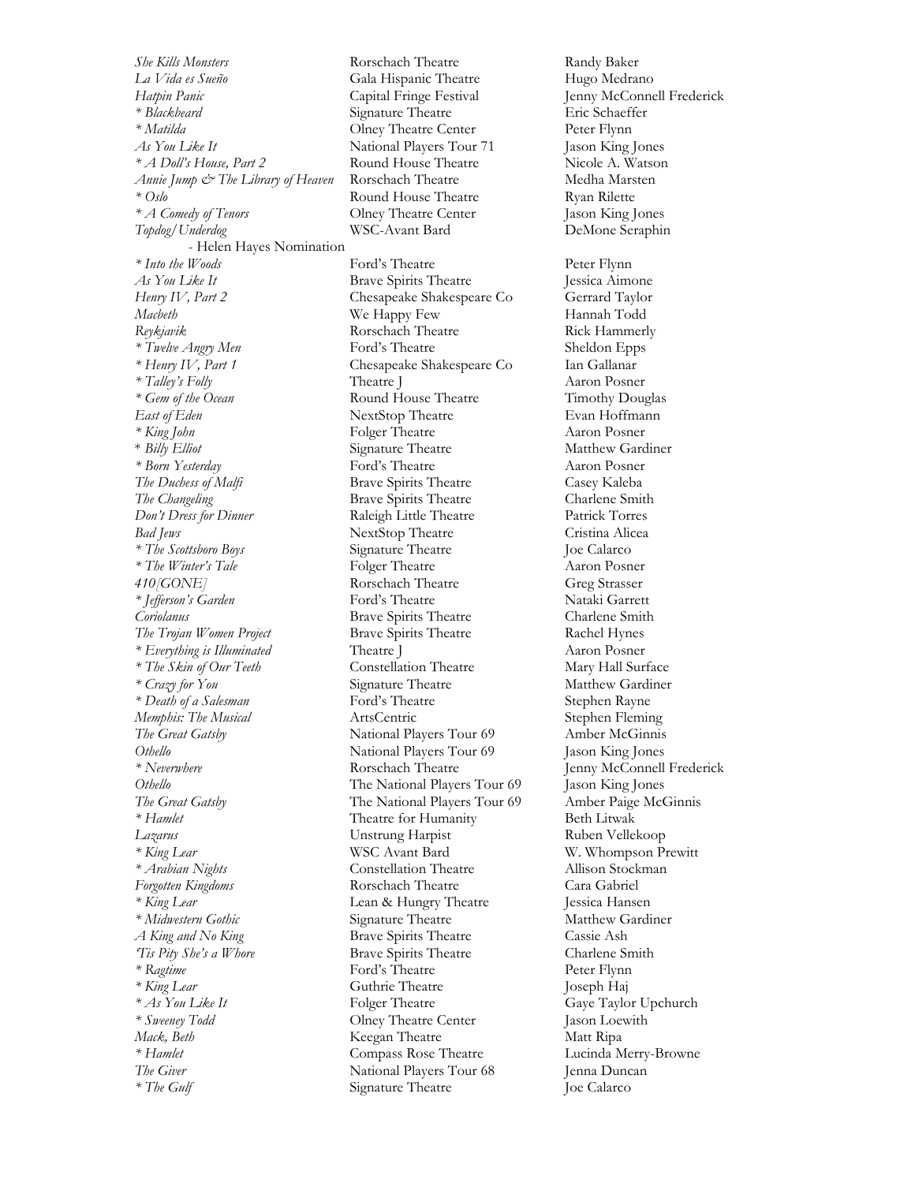| | | |
|---|---|---|
| *She Kills Monsters* | Rorschach Theatre | Randy Baker |
| *La Vida es Sueño* | Gala Hispanic Theatre | Hugo Medrano |
| *Hatpin Panic* | Capital Fringe Festival | Jenny McConnell Frederick |
| * *Blackbeard* | Signature Theatre | Eric Schaeffer |
| * *Matilda* | Olney Theatre Center | Peter Flynn |
| *As You Like It* | National Players Tour 71 | Jason King Jones |
| * *A Doll's House, Part 2* | Round House Theatre | Nicole A. Watson |
| *Annie Jump & The Library of Heaven* | Rorschach Theatre | Medha Marsten |
| * *Oslo* | Round House Theatre | Ryan Rilette |
| * *A Comedy of Tenors* | Olney Theatre Center | Jason King Jones |
| *Topdog/Underdog* | WSC-Avant Bard | DeMone Seraphin |
| - Helen Hayes Nomination | | |
| * *Into the Woods* | Ford's Theatre | Peter Flynn |
| *As You Like It* | Brave Spirits Theatre | Jessica Aimone |
| *Henry IV, Part 2* | Chesapeake Shakespeare Co | Gerrard Taylor |
| *Macbeth* | We Happy Few | Hannah Todd |
| *Reykjavik* | Rorschach Theatre | Rick Hammerly |
| * *Twelve Angry Men* | Ford's Theatre | Sheldon Epps |
| * *Henry IV, Part 1* | Chesapeake Shakespeare Co | Ian Gallanar |
| * *Talley's Folly* | Theatre J | Aaron Posner |
| * *Gem of the Ocean* | Round House Theatre | Timothy Douglas |
| *East of Eden* | NextStop Theatre | Evan Hoffmann |
| * *King John* | Folger Theatre | Aaron Posner |
| * *Billy Elliot* | Signature Theatre | Matthew Gardiner |
| * *Born Yesterday* | Ford's Theatre | Aaron Posner |
| *The Duchess of Malfi* | Brave Spirits Theatre | Casey Kaleba |
| *The Changeling* | Brave Spirits Theatre | Charlene Smith |
| *Don't Dress for Dinner* | Raleigh Little Theatre | Patrick Torres |
| *Bad Jews* | NextStop Theatre | Cristina Alicea |
| * *The Scottsboro Boys* | Signature Theatre | Joe Calarco |
| * *The Winter's Tale* | Folger Theatre | Aaron Posner |
| *410[GONE]* | Rorschach Theatre | Greg Strasser |
| * *Jefferson's Garden* | Ford's Theatre | Nataki Garrett |
| *Coriolanus* | Brave Spirits Theatre | Charlene Smith |
| *The Trojan Women Project* | Brave Spirits Theatre | Rachel Hynes |
| * *Everything is Illuminated* | Theatre J | Aaron Posner |
| * *The Skin of Our Teeth* | Constellation Theatre | Mary Hall Surface |
| * *Crazy for You* | Signature Theatre | Matthew Gardiner |
| * *Death of a Salesman* | Ford's Theatre | Stephen Rayne |
| *Memphis: The Musical* | ArtsCentric | Stephen Fleming |
| *The Great Gatsby* | National Players Tour 69 | Amber McGinnis |
| *Othello* | National Players Tour 69 | Jason King Jones |
| * *Neverwhere* | Rorschach Theatre | Jenny McConnell Frederick |
| *Othello* | The National Players Tour 69 | Jason King Jones |
| *The Great Gatsby* | The National Players Tour 69 | Amber Paige McGinnis |
| * *Hamlet* | Theatre for Humanity | Beth Litwak |
| *Lazarus* | Unstrung Harpist | Ruben Vellekoop |
| * *King Lear* | WSC Avant Bard | W. Whompson Prewitt |
| * *Arabian Nights* | Constellation Theatre | Allison Stockman |
| *Forgotten Kingdoms* | Rorschach Theatre | Cara Gabriel |
| * *King Lear* | Lean & Hungry Theatre | Jessica Hansen |
| * *Midwestern Gothic* | Signature Theatre | Matthew Gardiner |
| *A King and No King* | Brave Spirits Theatre | Cassie Ash |
| *'Tis Pity She's a Whore* | Brave Spirits Theatre | Charlene Smith |
| * *Ragtime* | Ford's Theatre | Peter Flynn |
| * *King Lear* | Guthrie Theatre | Joseph Haj |
| * *As You Like It* | Folger Theatre | Gaye Taylor Upchurch |
| * *Sweeney Todd* | Olney Theatre Center | Jason Loewith |
| *Mack, Beth* | Keegan Theatre | Matt Ripa |
| * *Hamlet* | Compass Rose Theatre | Lucinda Merry-Browne |
| *The Giver* | National Players Tour 68 | Jenna Duncan |
| * *The Gulf* | Signature Theatre | Joe Calarco |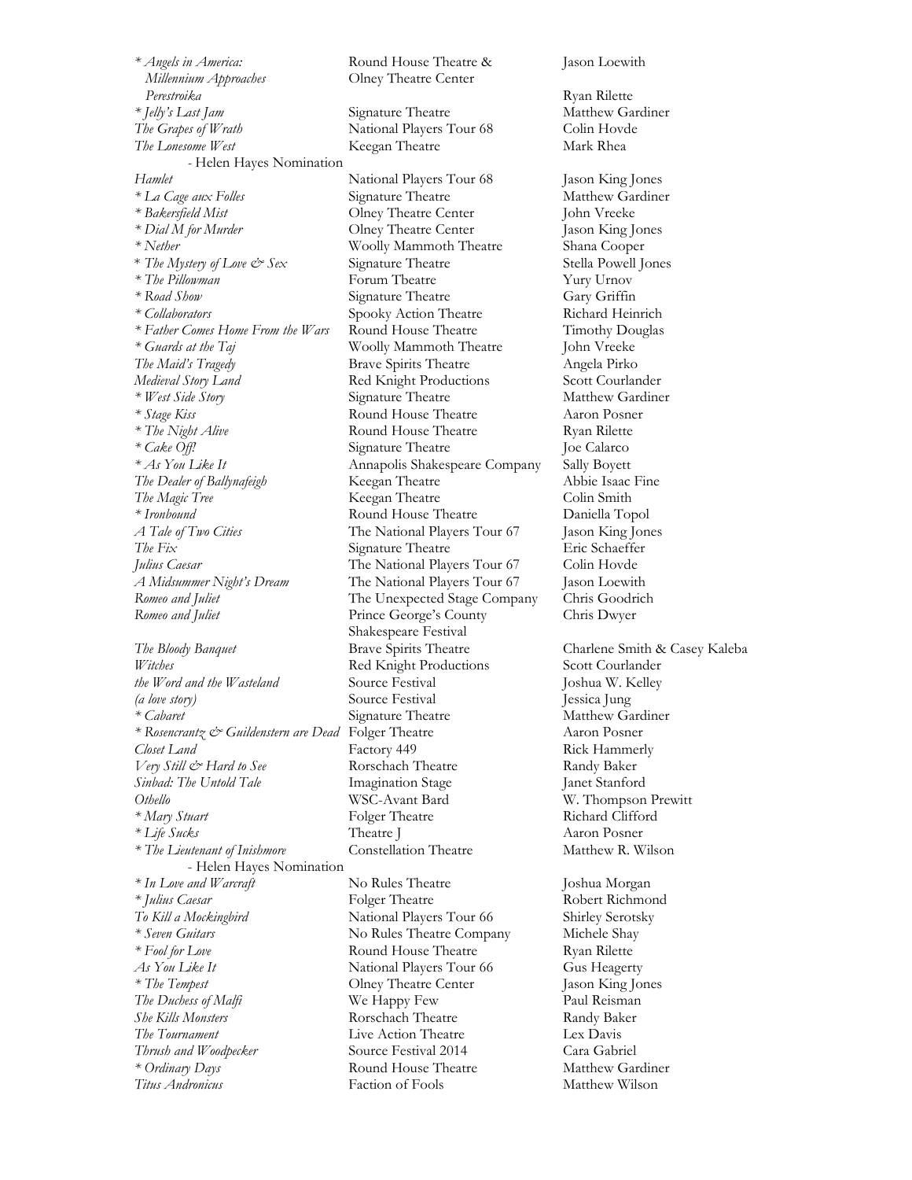| | | |
|---|---|---|
| * *Angels in America: Millennium Approaches* | Round House Theatre & Olney Theatre Center | Jason Loewith |
| *Perestroika* | | Ryan Rilette |
| * *Jelly's Last Jam* | Signature Theatre | Matthew Gardiner |
| *The Grapes of Wrath* | National Players Tour 68 | Colin Hovde |
| *The Lonesome West* - Helen Hayes Nomination | Keegan Theatre | Mark Rhea |
| *Hamlet* | National Players Tour 68 | Jason King Jones |
| * *La Cage aux Folles* | Signature Theatre | Matthew Gardiner |
| * *Bakersfield Mist* | Olney Theatre Center | John Vreeke |
| * *Dial M for Murder* | Olney Theatre Center | Jason King Jones |
| * *Nether* | Woolly Mammoth Theatre | Shana Cooper |
| * *The Mystery of Love & Sex* | Signature Theatre | Stella Powell Jones |
| * *The Pillowman* | Forum Tbeatre | Yury Urnov |
| * *Road Show* | Signature Theatre | Gary Griffin |
| * *Collaborators* | Spooky Action Theatre | Richard Heinrich |
| * *Father Comes Home From the Wars* | Round House Theatre | Timothy Douglas |
| * *Guards at the Taj* | Woolly Mammoth Theatre | John Vreeke |
| *The Maid's Tragedy* | Brave Spirits Theatre | Angela Pirko |
| *Medieval Story Land* | Red Knight Productions | Scott Courlander |
| * *West Side Story* | Signature Theatre | Matthew Gardiner |
| * *Stage Kiss* | Round House Theatre | Aaron Posner |
| * *The Night Alive* | Round House Theatre | Ryan Rilette |
| * *Cake Off!* | Signature Theatre | Joe Calarco |
| * *As You Like It* | Annapolis Shakespeare Company | Sally Boyett |
| *The Dealer of Ballynafeigh* | Keegan Theatre | Abbie Isaac Fine |
| *The Magic Tree* | Keegan Theatre | Colin Smith |
| * *Ironbound* | Round House Theatre | Daniella Topol |
| *A Tale of Two Cities* | The National Players Tour 67 | Jason King Jones |
| *The Fix* | Signature Theatre | Eric Schaeffer |
| *Julius Caesar* | The National Players Tour 67 | Colin Hovde |
| *A Midsummer Night's Dream* | The National Players Tour 67 | Jason Loewith |
| *Romeo and Juliet* | The Unexpected Stage Company | Chris Goodrich |
| *Romeo and Juliet* | Prince George's County Shakespeare Festival | Chris Dwyer |
| *The Bloody Banquet* | Brave Spirits Theatre | Charlene Smith & Casey Kaleba |
| *Witches* | Red Knight Productions | Scott Courlander |
| *the Word and the Wasteland* | Source Festival | Joshua W. Kelley |
| *(a love story)* | Source Festival | Jessica Jung |
| * *Cabaret* | Signature Theatre | Matthew Gardiner |
| * *Rosencrantz & Guildenstern are Dead* | Folger Theatre | Aaron Posner |
| *Closet Land* | Factory 449 | Rick Hammerly |
| *Very Still & Hard to See* | Rorschach Theatre | Randy Baker |
| *Sinbad: The Untold Tale* | Imagination Stage | Janet Stanford |
| *Othello* | WSC-Avant Bard | W. Thompson Prewitt |
| * *Mary Stuart* | Folger Theatre | Richard Clifford |
| * *Life Sucks* | Theatre J | Aaron Posner |
| * *The Lieutenant of Inishmore* - Helen Hayes Nomination | Constellation Theatre | Matthew R. Wilson |
| * *In Love and Warcraft* | No Rules Theatre | Joshua Morgan |
| * *Julius Caesar* | Folger Theatre | Robert Richmond |
| *To Kill a Mockingbird* | National Players Tour 66 | Shirley Serotsky |
| * *Seven Guitars* | No Rules Theatre Company | Michele Shay |
| * *Fool for Love* | Round House Theatre | Ryan Rilette |
| *As You Like It* | National Players Tour 66 | Gus Heagerty |
| * *The Tempest* | Olney Theatre Center | Jason King Jones |
| *The Duchess of Malfi* | We Happy Few | Paul Reisman |
| *She Kills Monsters* | Rorschach Theatre | Randy Baker |
| *The Tournament* | Live Action Theatre | Lex Davis |
| *Thrush and Woodpecker* | Source Festival 2014 | Cara Gabriel |
| * *Ordinary Days* | Round House Theatre | Matthew Gardiner |
| *Titus Andronicus* | Faction of Fools | Matthew Wilson |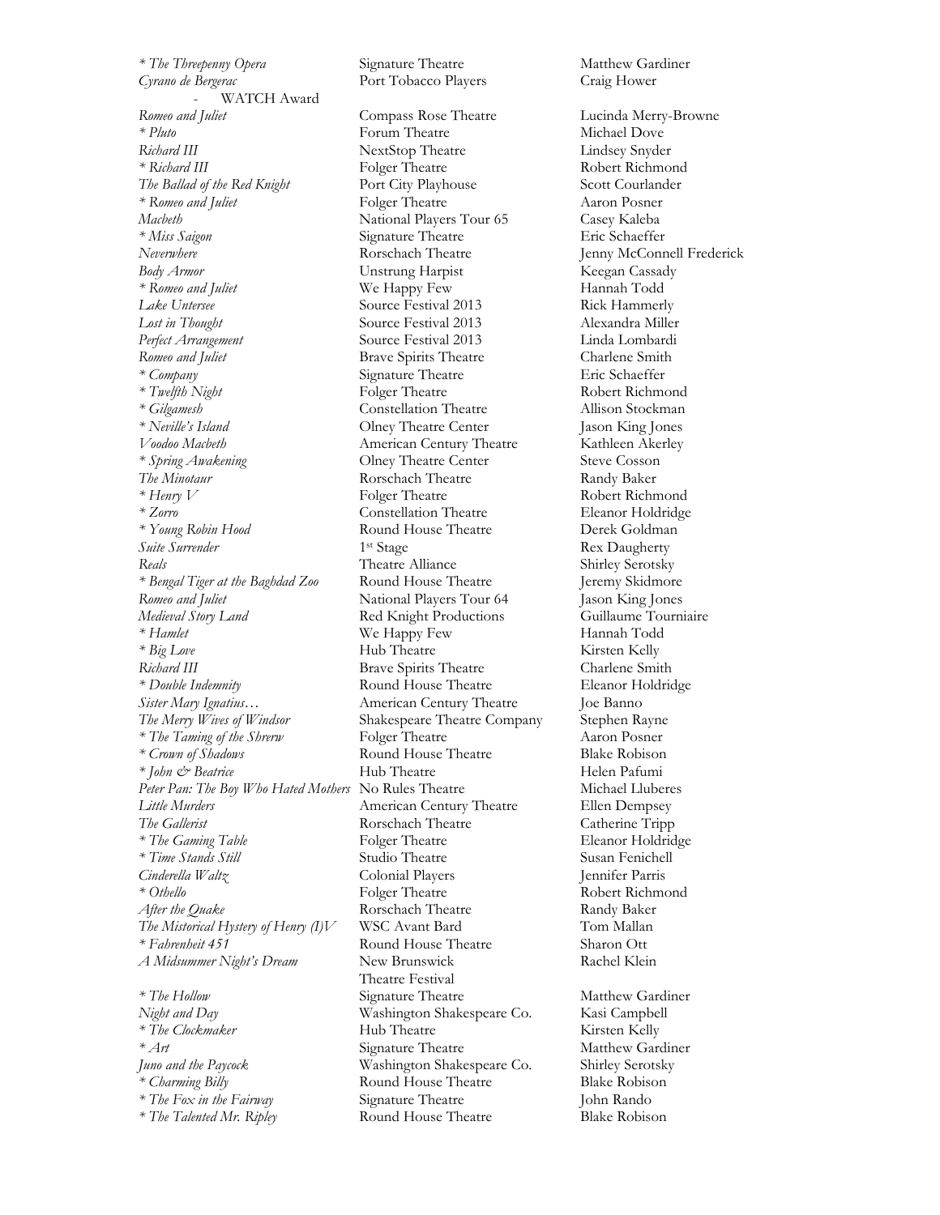| | | |
|---|---|---|
| * *The Threepenny Opera* | Signature Theatre | Matthew Gardiner |
| *Cyrano de Bergerac* | Port Tobacco Players | Craig Hower |
| - WATCH Award | | |
| *Romeo and Juliet* | Compass Rose Theatre | Lucinda Merry-Browne |
| * *Pluto* | Forum Theatre | Michael Dove |
| *Richard III* | NextStop Theatre | Lindsey Snyder |
| * *Richard III* | Folger Theatre | Robert Richmond |
| *The Ballad of the Red Knight* | Port City Playhouse | Scott Courlander |
| * *Romeo and Juliet* | Folger Theatre | Aaron Posner |
| *Macbeth* | National Players Tour 65 | Casey Kaleba |
| * *Miss Saigon* | Signature Theatre | Eric Schaeffer |
| *Neverwhere* | Rorschach Theatre | Jenny McConnell Frederick |
| *Body Armor* | Unstrung Harpist | Keegan Cassady |
| * *Romeo and Juliet* | We Happy Few | Hannah Todd |
| *Lake Untersee* | Source Festival 2013 | Rick Hammerly |
| *Lost in Thought* | Source Festival 2013 | Alexandra Miller |
| *Perfect Arrangement* | Source Festival 2013 | Linda Lombardi |
| *Romeo and Juliet* | Brave Spirits Theatre | Charlene Smith |
| * *Company* | Signature Theatre | Eric Schaeffer |
| * *Twelfth Night* | Folger Theatre | Robert Richmond |
| * *Gilgamesh* | Constellation Theatre | Allison Stockman |
| * *Neville's Island* | Olney Theatre Center | Jason King Jones |
| *Voodoo Macbeth* | American Century Theatre | Kathleen Akerley |
| * *Spring Awakening* | Olney Theatre Center | Steve Cosson |
| *The Minotaur* | Rorschach Theatre | Randy Baker |
| * *Henry V* | Folger Theatre | Robert Richmond |
| * *Zorro* | Constellation Theatre | Eleanor Holdridge |
| * *Young Robin Hood* | Round House Theatre | Derek Goldman |
| *Suite Surrender* | 1st Stage | Rex Daugherty |
| *Reals* | Theatre Alliance | Shirley Serotsky |
| * *Bengal Tiger at the Baghdad Zoo* | Round House Theatre | Jeremy Skidmore |
| *Romeo and Juliet* | National Players Tour 64 | Jason King Jones |
| *Medieval Story Land* | Red Knight Productions | Guillaume Tourniaire |
| * *Hamlet* | We Happy Few | Hannah Todd |
| * *Big Love* | Hub Theatre | Kirsten Kelly |
| *Richard III* | Brave Spirits Theatre | Charlene Smith |
| * *Double Indemnity* | Round House Theatre | Eleanor Holdridge |
| *Sister Mary Ignatius…* | American Century Theatre | Joe Banno |
| *The Merry Wives of Windsor* | Shakespeare Theatre Company | Stephen Rayne |
| * *The Taming of the Shrew* | Folger Theatre | Aaron Posner |
| * *Crown of Shadows* | Round House Theatre | Blake Robison |
| * *John & Beatrice* | Hub Theatre | Helen Pafumi |
| *Peter Pan: The Boy Who Hated Mothers* | No Rules Theatre | Michael Lluberes |
| *Little Murders* | American Century Theatre | Ellen Dempsey |
| *The Gallerist* | Rorschach Theatre | Catherine Tripp |
| * *The Gaming Table* | Folger Theatre | Eleanor Holdridge |
| * *Time Stands Still* | Studio Theatre | Susan Fenichell |
| *Cinderella Waltz* | Colonial Players | Jennifer Parris |
| * *Othello* | Folger Theatre | Robert Richmond |
| *After the Quake* | Rorschach Theatre | Randy Baker |
| *The Mistorical Hystery of Henry (I)V* | WSC Avant Bard | Tom Mallan |
| * *Fahrenheit 451* | Round House Theatre | Sharon Ott |
| *A Midsummer Night's Dream* | New Brunswick Theatre Festival | Rachel Klein |
| * *The Hollow* | Signature Theatre | Matthew Gardiner |
| *Night and Day* | Washington Shakespeare Co. | Kasi Campbell |
| * *The Clockmaker* | Hub Theatre | Kirsten Kelly |
| * *Art* | Signature Theatre | Matthew Gardiner |
| *Juno and the Paycock* | Washington Shakespeare Co. | Shirley Serotsky |
| * *Charming Billy* | Round House Theatre | Blake Robison |
| * *The Fox in the Fairway* | Signature Theatre | John Rando |
| * *The Talented Mr. Ripley* | Round House Theatre | Blake Robison |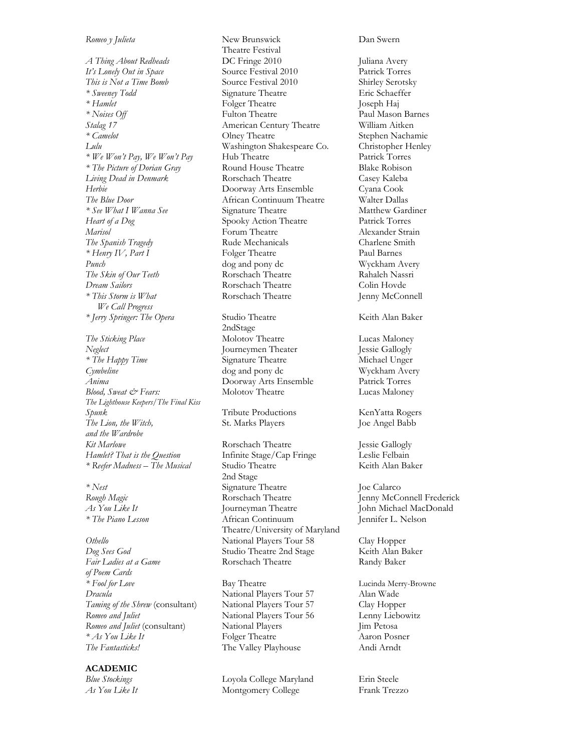| | | |
|---|---|---|
| *Romeo y Julieta* | New Brunswick Theatre Festival | Dan Swern |
| *A Thing About Redheads* | DC Fringe 2010 | Juliana Avery |
| *It's Lonely Out in Space* | Source Festival 2010 | Patrick Torres |
| *This is Not a Time Bomb* | Source Festival 2010 | Shirley Serotsky |
| *\* Sweeney Todd* | Signature Theatre | Eric Schaeffer |
| *\* Hamlet* | Folger Theatre | Joseph Haj |
| *\* Noises Off* | Fulton Theatre | Paul Mason Barnes |
| *Stalag 17* | American Century Theatre | William Aitken |
| *\* Camelot* | Olney Theatre | Stephen Nachamie |
| *Lulu* | Washington Shakespeare Co. | Christopher Henley |
| *\* We Won't Pay, We Won't Pay* | Hub Theatre | Patrick Torres |
| *\* The Picture of Dorian Gray* | Round House Theatre | Blake Robison |
| *Living Dead in Denmark* | Rorschach Theatre | Casey Kaleba |
| *Herbie* | Doorway Arts Ensemble | Cyana Cook |
| *The Blue Door* | African Continuum Theatre | Walter Dallas |
| *\* See What I Wanna See* | Signature Theatre | Matthew Gardiner |
| *Heart of a Dog* | Spooky Action Theatre | Patrick Torres |
| *Marisol* | Forum Theatre | Alexander Strain |
| *The Spanish Tragedy* | Rude Mechanicals | Charlene Smith |
| *\* Henry IV, Part I* | Folger Theatre | Paul Barnes |
| *Punch* | dog and pony dc | Wyckham Avery |
| *The Skin of Our Teeth* | Rorschach Theatre | Rahaleh Nassri |
| *Dream Sailors* | Rorschach Theatre | Colin Hovde |
| *\* This Storm is What We Call Progress* | Rorschach Theatre | Jenny McConnell |
| *\* Jerry Springer: The Opera* | Studio Theatre 2ndStage | Keith Alan Baker |
| *The Sticking Place* | Molotov Theatre | Lucas Maloney |
| *Neglect* | Journeymen Theater | Jessie Gallogly |
| *\* The Happy Time* | Signature Theatre | Michael Unger |
| *Cymbeline* | dog and pony dc | Wyckham Avery |
| *Anima* | Doorway Arts Ensemble | Patrick Torres |
| *Blood, Sweat & Fears: The Lighthouse Keepers/The Final Kiss* | Molotov Theatre | Lucas Maloney |
| *Spunk* | Tribute Productions | KenYatta Rogers |
| *The Lion, the Witch, and the Wardrobe* | St. Marks Players | Joe Angel Babb |
| *Kit Marlowe* | Rorschach Theatre | Jessie Gallogly |
| *Hamlet? That is the Question* | Infinite Stage/Cap Fringe | Leslie Felbain |
| *\* Reefer Madness – The Musical* | Studio Theatre 2nd Stage | Keith Alan Baker |
| *\* Nest* | Signature Theatre | Joe Calarco |
| *Rough Magic* | Rorschach Theatre | Jenny McConnell Frederick |
| *As You Like It* | Journeyman Theatre | John Michael MacDonald |
| *\* The Piano Lesson* | African Continuum Theatre/University of Maryland | Jennifer L. Nelson |
| *Othello* | National Players Tour 58 | Clay Hopper |
| *Dog Sees God* | Studio Theatre 2nd Stage | Keith Alan Baker |
| *Fair Ladies at a Game of Poem Cards* | Rorschach Theatre | Randy Baker |
| *\* Fool for Love* | Bay Theatre | Lucinda Merry-Browne |
| *Dracula* | National Players Tour 57 | Alan Wade |
| *Taming of the Shrew* (consultant) | National Players Tour 57 | Clay Hopper |
| *Romeo and Juliet* | National Players Tour 56 | Lenny Liebowitz |
| *Romeo and Juliet* (consultant) | National Players | Jim Petosa |
| *\* As You Like It* | Folger Theatre | Aaron Posner |
| *The Fantasticks!* | The Valley Playhouse | Andi Arndt |

**ACADEMIC**

| | | |
|---|---|---|
| *Blue Stockings* | Loyola College Maryland | Erin Steele |
| *As You Like It* | Montgomery College | Frank Trezzo |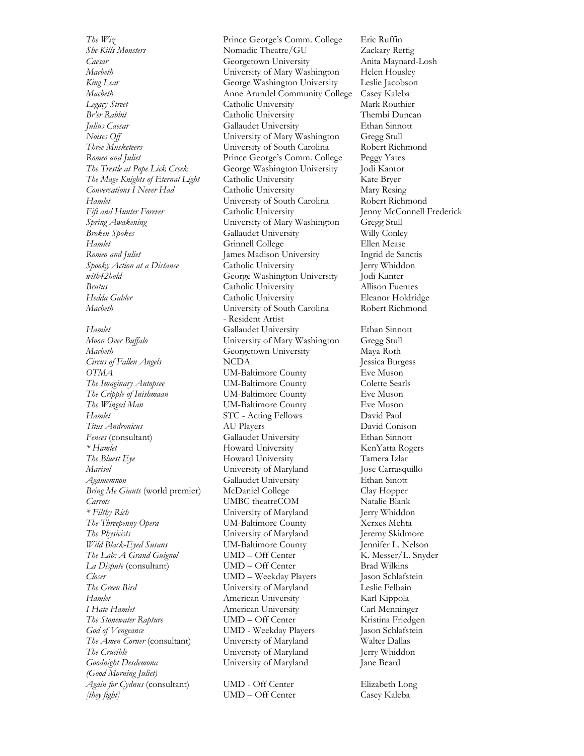| | | |
|---|---|---|
| *The Wiz* | Prince George's Comm. College | Eric Ruffin |
| *She Kills Monsters* | Nomadic Theatre/GU | Zackary Rettig |
| *Caesar* | Georgetown University | Anita Maynard-Losh |
| *Macbeth* | University of Mary Washington | Helen Housley |
| *King Lear* | George Washington University | Leslie Jacobson |
| *Macbeth* | Anne Arundel Community College | Casey Kaleba |
| *Legacy Street* | Catholic University | Mark Routhier |
| *Br'er Rabbit* | Catholic University | Thembi Duncan |
| *Julius Caesar* | Gallaudet University | Ethan Sinnott |
| *Noises Off* | University of Mary Washington | Gregg Stull |
| *Three Musketeers* | University of South Carolina | Robert Richmond |
| *Romeo and Juliet* | Prince George's Comm. College | Peggy Yates |
| *The Trestle at Pope Lick Creek* | George Washington University | Jodi Kantor |
| *The Mage Knights of Eternal Light* | Catholic University | Kate Bryer |
| *Conversations I Never Had* | Catholic University | Mary Resing |
| *Hamlet* | University of South Carolina | Robert Richmond |
| *Fifi and Hunter Forever* | Catholic University | Jenny McConnell Frederick |
| *Spring Awakening* | University of Mary Washington | Gregg Stull |
| *Broken Spokes* | Gallaudet University | Willy Conley |
| *Hamlet* | Grinnell College | Ellen Mease |
| *Romeo and Juliet* | James Madison University | Ingrid de Sanctis |
| *Spooky Action at a Distance* | Catholic University | Jerry Whiddon |
| *with42hold* | George Washington University | Jodi Kanter |
| *Brutus* | Catholic University | Allison Fuentes |
| *Hedda Gabler* | Catholic University | Eleanor Holdridge |
| *Macbeth* | University of South Carolina - Resident Artist | Robert Richmond |
| *Hamlet* | Gallaudet University | Ethan Sinnott |
| *Moon Over Buffalo* | University of Mary Washington | Gregg Stull |
| *Macbeth* | Georgetown University | Maya Roth |
| *Circus of Fallen Angels* | NCDA | Jessica Burgess |
| *OTMA* | UM-Baltimore County | Eve Muson |
| *The Imaginary Autopsee* | UM-Baltimore County | Colette Searls |
| *The Cripple of Inishmaan* | UM-Baltimore County | Eve Muson |
| *The Winged Man* | UM-Baltimore County | Eve Muson |
| *Hamlet* | STC - Acting Fellows | David Paul |
| *Titus Andronicus* | AU Players | David Conison |
| *Fences* (consultant) | Gallaudet University | Ethan Sinnott |
| * *Hamlet* | Howard University | KenYatta Rogers |
| *The Bluest Eye* | Howard University | Tamera Izlar |
| *Marisol* | University of Maryland | Jose Carrasquillo |
| *Agamemnon* | Gallaudet University | Ethan Sinott |
| *Bring Me Giants* (world premier) | McDaniel College | Clay Hopper |
| *Carrots* | UMBC theatreCOM | Natalie Blank |
| * *Filthy Rich* | University of Maryland | Jerry Whiddon |
| *The Threepenny Opera* | UM-Baltimore County | Xerxes Mehta |
| *The Physicists* | University of Maryland | Jeremy Skidmore |
| *Wild Black-Eyed Susans* | UM-Baltimore County | Jennifer L. Nelson |
| *The Lab: A Grand Guignol* | UMD – Off Center | K. Messer/L. Snyder |
| *La Dispute* (consultant) | UMD – Off Center | Brad Wilkins |
| *Closer* | UMD – Weekday Players | Jason Schlafstein |
| *The Green Bird* | University of Maryland | Leslie Felbain |
| *Hamlet* | American University | Karl Kippola |
| *I Hate Hamlet* | American University | Carl Menninger |
| *The Stonewater Rapture* | UMD – Off Center | Kristina Friedgen |
| *God of Vengeance* | UMD - Weekday Players | Jason Schlafstein |
| *The Amen Corner* (consultant) | University of Maryland | Walter Dallas |
| *The Crucible* | University of Maryland | Jerry Whiddon |
| *Goodnight Desdemona (Good Morning Juliet)* | University of Maryland | Jane Beard |
| *Again for Cydnus* (consultant) | UMD - Off Center | Elizabeth Long |
| *[they fight]* | UMD – Off Center | Casey Kaleba |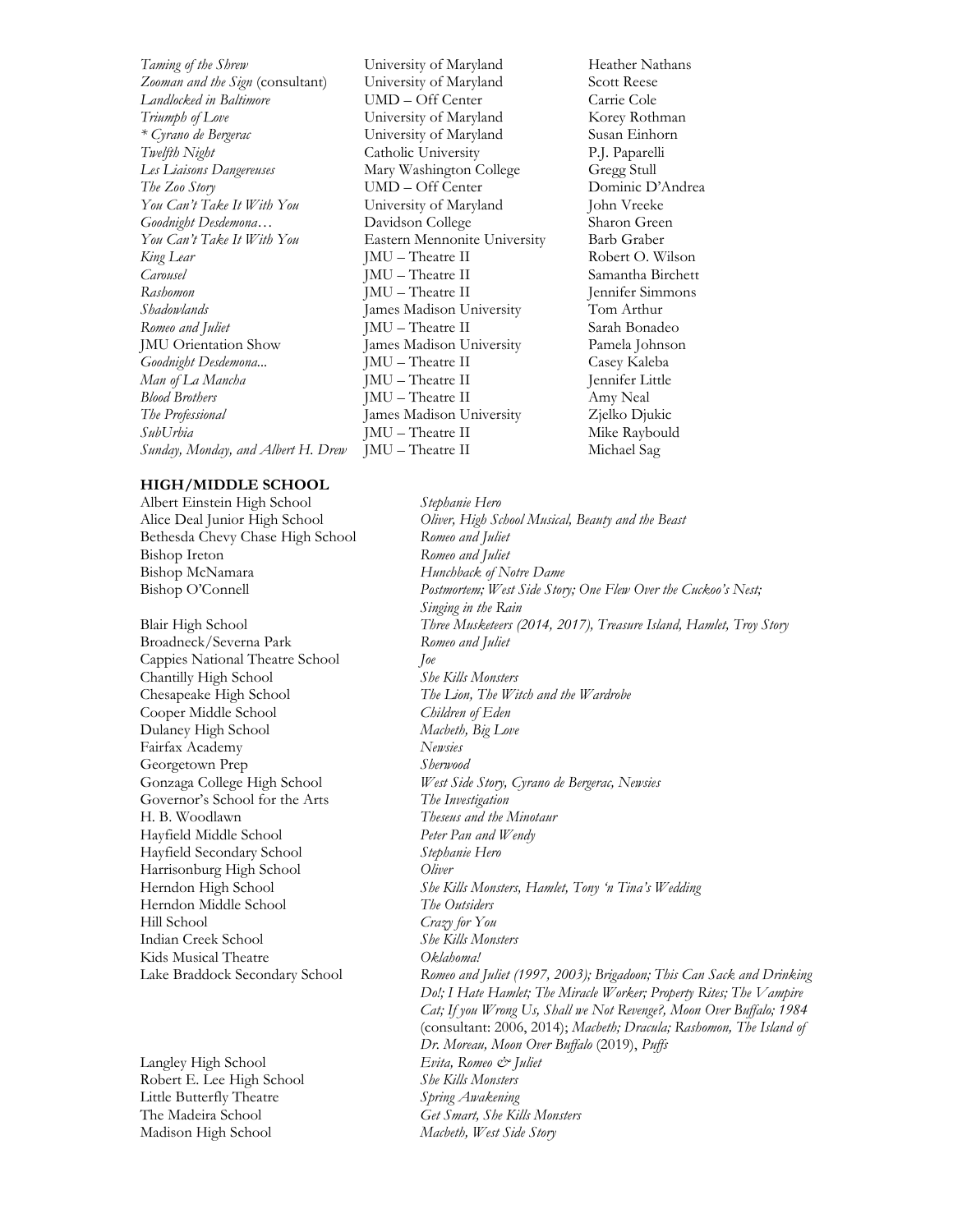| | | |
|---|---|---|
| *Taming of the Shrew* | University of Maryland | Heather Nathans |
| *Zooman and the Sign* (consultant) | University of Maryland | Scott Reese |
| *Landlocked in Baltimore* | UMD – Off Center | Carrie Cole |
| *Triumph of Love* | University of Maryland | Korey Rothman |
| *\* Cyrano de Bergerac* | University of Maryland | Susan Einhorn |
| *Twelfth Night* | Catholic University | P.J. Paparelli |
| *Les Liaisons Dangereuses* | Mary Washington College | Gregg Stull |
| *The Zoo Story* | UMD – Off Center | Dominic D'Andrea |
| *You Can't Take It With You* | University of Maryland | John Vreeke |
| *Goodnight Desdemona…* | Davidson College | Sharon Green |
| *You Can't Take It With You* | Eastern Mennonite University | Barb Graber |
| *King Lear* | JMU – Theatre II | Robert O. Wilson |
| *Carousel* | JMU – Theatre II | Samantha Birchett |
| *Rashomon* | JMU – Theatre II | Jennifer Simmons |
| *Shadowlands* | James Madison University | Tom Arthur |
| *Romeo and Juliet* | JMU – Theatre II | Sarah Bonadeo |
| JMU Orientation Show | James Madison University | Pamela Johnson |
| *Goodnight Desdemona...* | JMU – Theatre II | Casey Kaleba |
| *Man of La Mancha* | JMU – Theatre II | Jennifer Little |
| *Blood Brothers* | JMU – Theatre II | Amy Neal |
| *The Professional* | James Madison University | Zjelko Djukic |
| *SubUrbia* | JMU – Theatre II | Mike Raybould |
| *Sunday, Monday, and Albert H. Drew* | JMU – Theatre II | Michael Sag |

**HIGH/MIDDLE SCHOOL**

| | |
|---|---|
| Albert Einstein High School | *Stephanie Hero* |
| Alice Deal Junior High School | *Oliver, High School Musical, Beauty and the Beast* |
| Bethesda Chevy Chase High School | *Romeo and Juliet* |
| Bishop Ireton | *Romeo and Juliet* |
| Bishop McNamara | *Hunchback of Notre Dame* |
| Bishop O'Connell | *Postmortem; West Side Story; One Flew Over the Cuckoo's Nest; Singing in the Rain* |
| Blair High School | *Three Musketeers (2014, 2017), Treasure Island, Hamlet, Troy Story* |
| Broadneck/Severna Park | *Romeo and Juliet* |
| Cappies National Theatre School | *Joe* |
| Chantilly High School | *She Kills Monsters* |
| Chesapeake High School | *The Lion, The Witch and the Wardrobe* |
| Cooper Middle School | *Children of Eden* |
| Dulaney High School | *Macbeth, Big Love* |
| Fairfax Academy | *Newsies* |
| Georgetown Prep | *Sherwood* |
| Gonzaga College High School | *West Side Story, Cyrano de Bergerac, Newsies* |
| Governor's School for the Arts | *The Investigation* |
| H. B. Woodlawn | *Theseus and the Minotaur* |
| Hayfield Middle School | *Peter Pan and Wendy* |
| Hayfield Secondary School | *Stephanie Hero* |
| Harrisonburg High School | *Oliver* |
| Herndon High School | *She Kills Monsters, Hamlet, Tony 'n Tina's Wedding* |
| Herndon Middle School | *The Outsiders* |
| Hill School | *Crazy for You* |
| Indian Creek School | *She Kills Monsters* |
| Kids Musical Theatre | *Oklahoma!* |
| Lake Braddock Secondary School | *Romeo and Juliet (1997, 2003); Brigadoon; This Can Sack and Drinking Do!; I Hate Hamlet; The Miracle Worker; Property Rites; The Vampire Cat; If you Wrong Us, Shall we Not Revenge?, Moon Over Buffalo; 1984* (consultant: 2006, 2014); *Macbeth; Dracula; Rashomon, The Island of Dr. Moreau, Moon Over Buffalo* (2019), *Puffs* |
| Langley High School | *Evita, Romeo & Juliet* |
| Robert E. Lee High School | *She Kills Monsters* |
| Little Butterfly Theatre | *Spring Awakening* |
| The Madeira School | *Get Smart, She Kills Monsters* |
| Madison High School | *Macbeth, West Side Story* |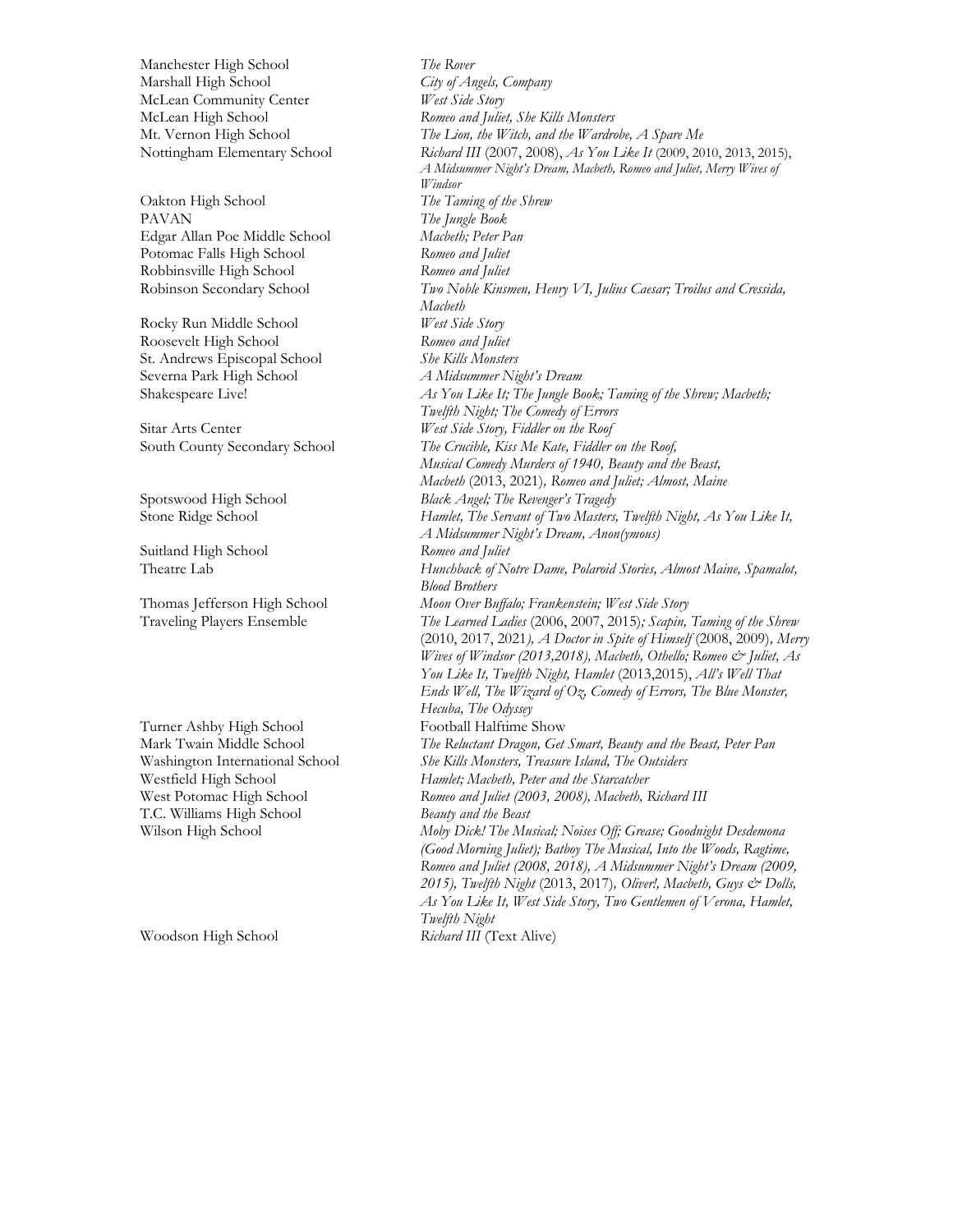| | |
|---|---|
| Manchester High School | *The Rover* |
| Marshall High School | *City of Angels, Company* |
| McLean Community Center | *West Side Story* |
| McLean High School | *Romeo and Juliet, She Kills Monsters* |
| Mt. Vernon High School | *The Lion, the Witch, and the Wardrobe, A Spare Me* |
| Nottingham Elementary School | *Richard III* (2007, 2008), *As You Like It* (2009, 2010, 2013, 2015), *A Midsummer Night's Dream, Macbeth, Romeo and Juliet, Merry Wives of Windsor* |
| Oakton High School | *The Taming of the Shrew* |
| PAVAN | *The Jungle Book* |
| Edgar Allan Poe Middle School | *Macbeth; Peter Pan* |
| Potomac Falls High School | *Romeo and Juliet* |
| Robbinsville High School | *Romeo and Juliet* |
| Robinson Secondary School | *Two Noble Kinsmen, Henry VI, Julius Caesar; Troilus and Cressida, Macbeth* |
| Rocky Run Middle School | *West Side Story* |
| Roosevelt High School | *Romeo and Juliet* |
| St. Andrews Episcopal School | *She Kills Monsters* |
| Severna Park High School | *A Midsummer Night's Dream* |
| Shakespeare Live! | *As You Like It; The Jungle Book; Taming of the Shrew; Macbeth; Twelfth Night; The Comedy of Errors* |
| Sitar Arts Center | *West Side Story, Fiddler on the Roof* |
| South County Secondary School | *The Crucible, Kiss Me Kate, Fiddler on the Roof, Musical Comedy Murders of 1940, Beauty and the Beast, Macbeth* (2013, 2021), *Romeo and Juliet; Almost, Maine* |
| Spotswood High School | *Black Angel; The Revenger's Tragedy* |
| Stone Ridge School | *Hamlet, The Servant of Two Masters, Twelfth Night, As You Like It, A Midsummer Night's Dream, Anon(ymous)* |
| Suitland High School | *Romeo and Juliet* |
| Theatre Lab | *Hunchback of Notre Dame, Polaroid Stories, Almost Maine, Spamalot, Blood Brothers* |
| Thomas Jefferson High School | *Moon Over Buffalo; Frankenstein; West Side Story* |
| Traveling Players Ensemble | *The Learned Ladies* (2006, 2007, 2015)*; Scapin, Taming of the Shrew* (2010, 2017, 2021)*, A Doctor in Spite of Himself* (2008, 2009)*, Merry Wives of Windsor (2013,2018), Macbeth, Othello; Romeo & Juliet, As You Like It, Twelfth Night, Hamlet* (2013,2015), *All's Well That Ends Well, The Wizard of Oz, Comedy of Errors, The Blue Monster, Hecuba, The Odyssey* |
| Turner Ashby High School | Football Halftime Show |
| Mark Twain Middle School | *The Reluctant Dragon, Get Smart, Beauty and the Beast, Peter Pan* |
| Washington International School | *She Kills Monsters, Treasure Island, The Outsiders* |
| Westfield High School | *Hamlet; Macbeth, Peter and the Starcatcher* |
| West Potomac High School | *Romeo and Juliet (2003, 2008), Macbeth, Richard III* |
| T.C. Williams High School | *Beauty and the Beast* |
| Wilson High School | *Moby Dick! The Musical; Noises Off; Grease; Goodnight Desdemona (Good Morning Juliet); Batboy The Musical, Into the Woods, Ragtime, Romeo and Juliet (2008, 2018), A Midsummer Night's Dream (2009, 2015), Twelfth Night* (2013, 2017)*, Oliver!, Macbeth, Guys & Dolls, As You Like It, West Side Story, Two Gentlemen of Verona, Hamlet, Twelfth Night* |
| Woodson High School | *Richard III* (Text Alive) |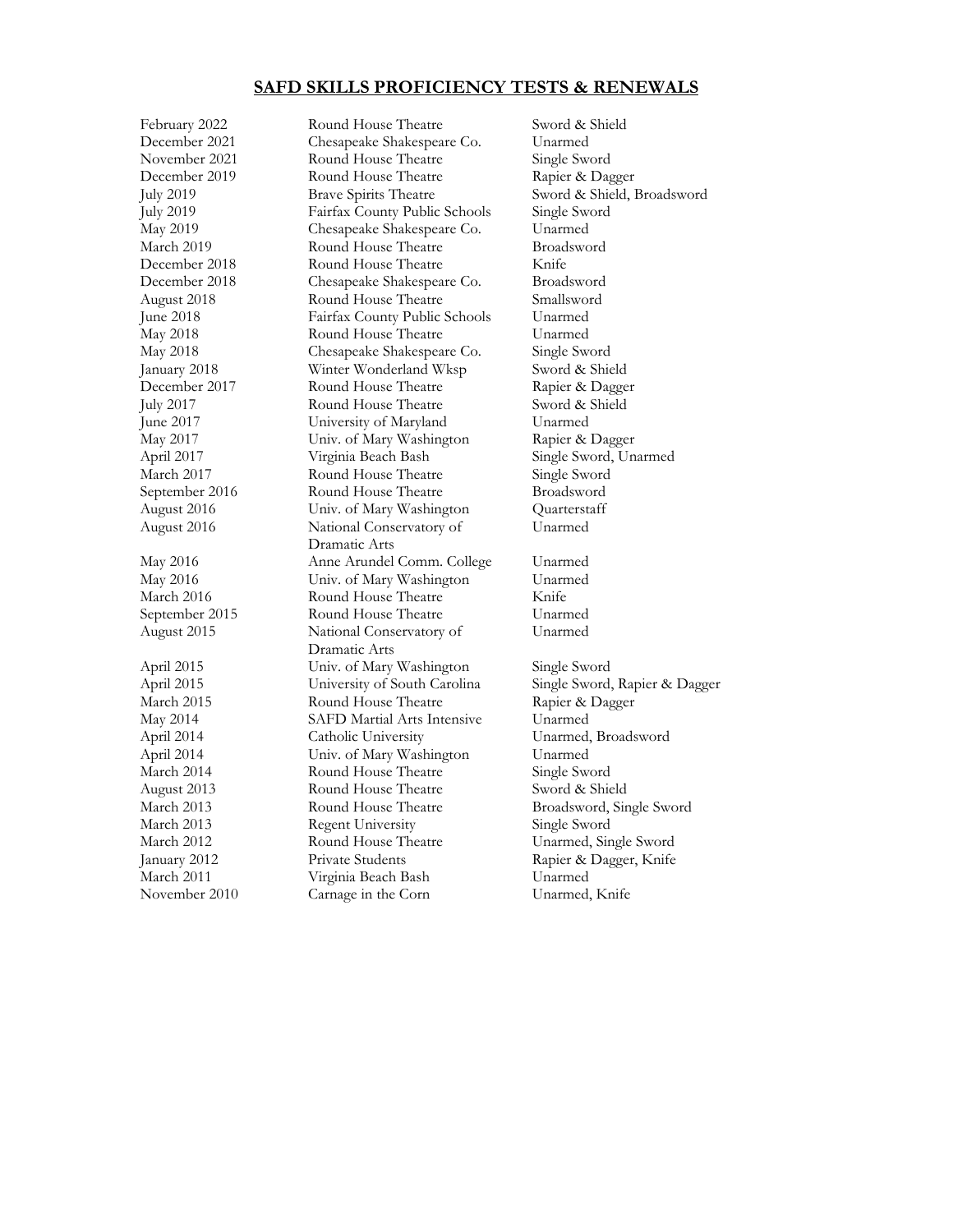## SAFD SKILLS PROFICIENCY TESTS & RENEWALS

| | | |
|---|---|---|
| February 2022 | Round House Theatre | Sword & Shield |
| December 2021 | Chesapeake Shakespeare Co. | Unarmed |
| November 2021 | Round House Theatre | Single Sword |
| December 2019 | Round House Theatre | Rapier & Dagger |
| July 2019 | Brave Spirits Theatre | Sword & Shield, Broadsword |
| July 2019 | Fairfax County Public Schools | Single Sword |
| May 2019 | Chesapeake Shakespeare Co. | Unarmed |
| March 2019 | Round House Theatre | Broadsword |
| December 2018 | Round House Theatre | Knife |
| December 2018 | Chesapeake Shakespeare Co. | Broadsword |
| August 2018 | Round House Theatre | Smallsword |
| June 2018 | Fairfax County Public Schools | Unarmed |
| May 2018 | Round House Theatre | Unarmed |
| May 2018 | Chesapeake Shakespeare Co. | Single Sword |
| January 2018 | Winter Wonderland Wksp | Sword & Shield |
| December 2017 | Round House Theatre | Rapier & Dagger |
| July 2017 | Round House Theatre | Sword & Shield |
| June 2017 | University of Maryland | Unarmed |
| May 2017 | Univ. of Mary Washington | Rapier & Dagger |
| April 2017 | Virginia Beach Bash | Single Sword, Unarmed |
| March 2017 | Round House Theatre | Single Sword |
| September 2016 | Round House Theatre | Broadsword |
| August 2016 | Univ. of Mary Washington | Quarterstaff |
| August 2016 | National Conservatory of Dramatic Arts | Unarmed |
| May 2016 | Anne Arundel Comm. College | Unarmed |
| May 2016 | Univ. of Mary Washington | Unarmed |
| March 2016 | Round House Theatre | Knife |
| September 2015 | Round House Theatre | Unarmed |
| August 2015 | National Conservatory of Dramatic Arts | Unarmed |
| April 2015 | Univ. of Mary Washington | Single Sword |
| April 2015 | University of South Carolina | Single Sword, Rapier & Dagger |
| March 2015 | Round House Theatre | Rapier & Dagger |
| May 2014 | SAFD Martial Arts Intensive | Unarmed |
| April 2014 | Catholic University | Unarmed, Broadsword |
| April 2014 | Univ. of Mary Washington | Unarmed |
| March 2014 | Round House Theatre | Single Sword |
| August 2013 | Round House Theatre | Sword & Shield |
| March 2013 | Round House Theatre | Broadsword, Single Sword |
| March 2013 | Regent University | Single Sword |
| March 2012 | Round House Theatre | Unarmed, Single Sword |
| January 2012 | Private Students | Rapier & Dagger, Knife |
| March 2011 | Virginia Beach Bash | Unarmed |
| November 2010 | Carnage in the Corn | Unarmed, Knife |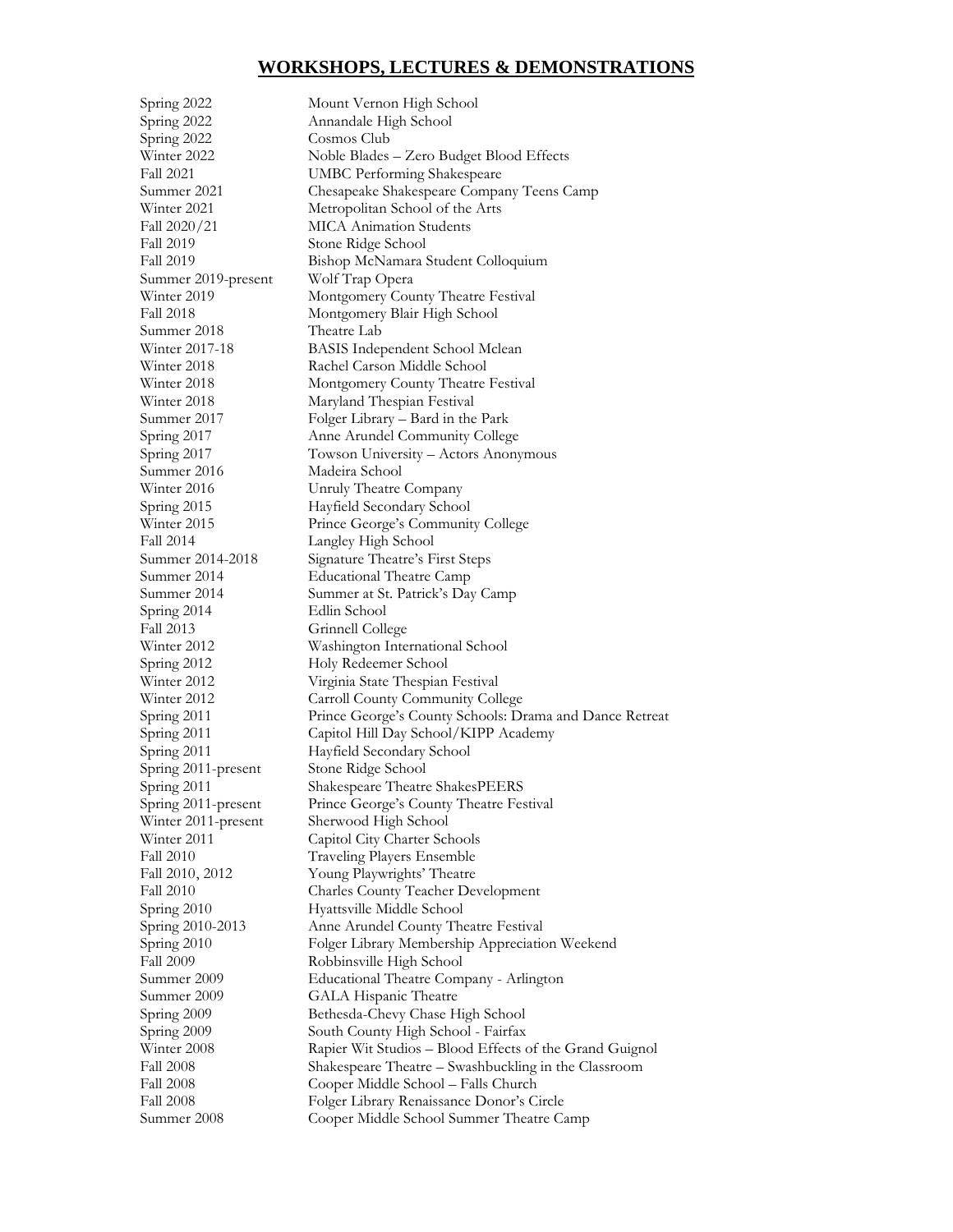## WORKSHOPS, LECTURES & DEMONSTRATIONS

| | |
|---|---|
| Spring 2022 | Mount Vernon High School |
| Spring 2022 | Annandale High School |
| Spring 2022 | Cosmos Club |
| Winter 2022 | Noble Blades – Zero Budget Blood Effects |
| Fall 2021 | UMBC Performing Shakespeare |
| Summer 2021 | Chesapeake Shakespeare Company Teens Camp |
| Winter 2021 | Metropolitan School of the Arts |
| Fall 2020/21 | MICA Animation Students |
| Fall 2019 | Stone Ridge School |
| Fall 2019 | Bishop McNamara Student Colloquium |
| Summer 2019-present | Wolf Trap Opera |
| Winter 2019 | Montgomery County Theatre Festival |
| Fall 2018 | Montgomery Blair High School |
| Summer 2018 | Theatre Lab |
| Winter 2017-18 | BASIS Independent School Mclean |
| Winter 2018 | Rachel Carson Middle School |
| Winter 2018 | Montgomery County Theatre Festival |
| Winter 2018 | Maryland Thespian Festival |
| Summer 2017 | Folger Library – Bard in the Park |
| Spring 2017 | Anne Arundel Community College |
| Spring 2017 | Towson University – Actors Anonymous |
| Summer 2016 | Madeira School |
| Winter 2016 | Unruly Theatre Company |
| Spring 2015 | Hayfield Secondary School |
| Winter 2015 | Prince George's Community College |
| Fall 2014 | Langley High School |
| Summer 2014-2018 | Signature Theatre's First Steps |
| Summer 2014 | Educational Theatre Camp |
| Summer 2014 | Summer at St. Patrick's Day Camp |
| Spring 2014 | Edlin School |
| Fall 2013 | Grinnell College |
| Winter 2012 | Washington International School |
| Spring 2012 | Holy Redeemer School |
| Winter 2012 | Virginia State Thespian Festival |
| Winter 2012 | Carroll County Community College |
| Spring 2011 | Prince George's County Schools: Drama and Dance Retreat |
| Spring 2011 | Capitol Hill Day School/KIPP Academy |
| Spring 2011 | Hayfield Secondary School |
| Spring 2011-present | Stone Ridge School |
| Spring 2011 | Shakespeare Theatre ShakesPEERS |
| Spring 2011-present | Prince George's County Theatre Festival |
| Winter 2011-present | Sherwood High School |
| Winter 2011 | Capitol City Charter Schools |
| Fall 2010 | Traveling Players Ensemble |
| Fall 2010, 2012 | Young Playwrights' Theatre |
| Fall 2010 | Charles County Teacher Development |
| Spring 2010 | Hyattsville Middle School |
| Spring 2010-2013 | Anne Arundel County Theatre Festival |
| Spring 2010 | Folger Library Membership Appreciation Weekend |
| Fall 2009 | Robbinsville High School |
| Summer 2009 | Educational Theatre Company - Arlington |
| Summer 2009 | GALA Hispanic Theatre |
| Spring 2009 | Bethesda-Chevy Chase High School |
| Spring 2009 | South County High School - Fairfax |
| Winter 2008 | Rapier Wit Studios – Blood Effects of the Grand Guignol |
| Fall 2008 | Shakespeare Theatre – Swashbuckling in the Classroom |
| Fall 2008 | Cooper Middle School – Falls Church |
| Fall 2008 | Folger Library Renaissance Donor's Circle |
| Summer 2008 | Cooper Middle School Summer Theatre Camp |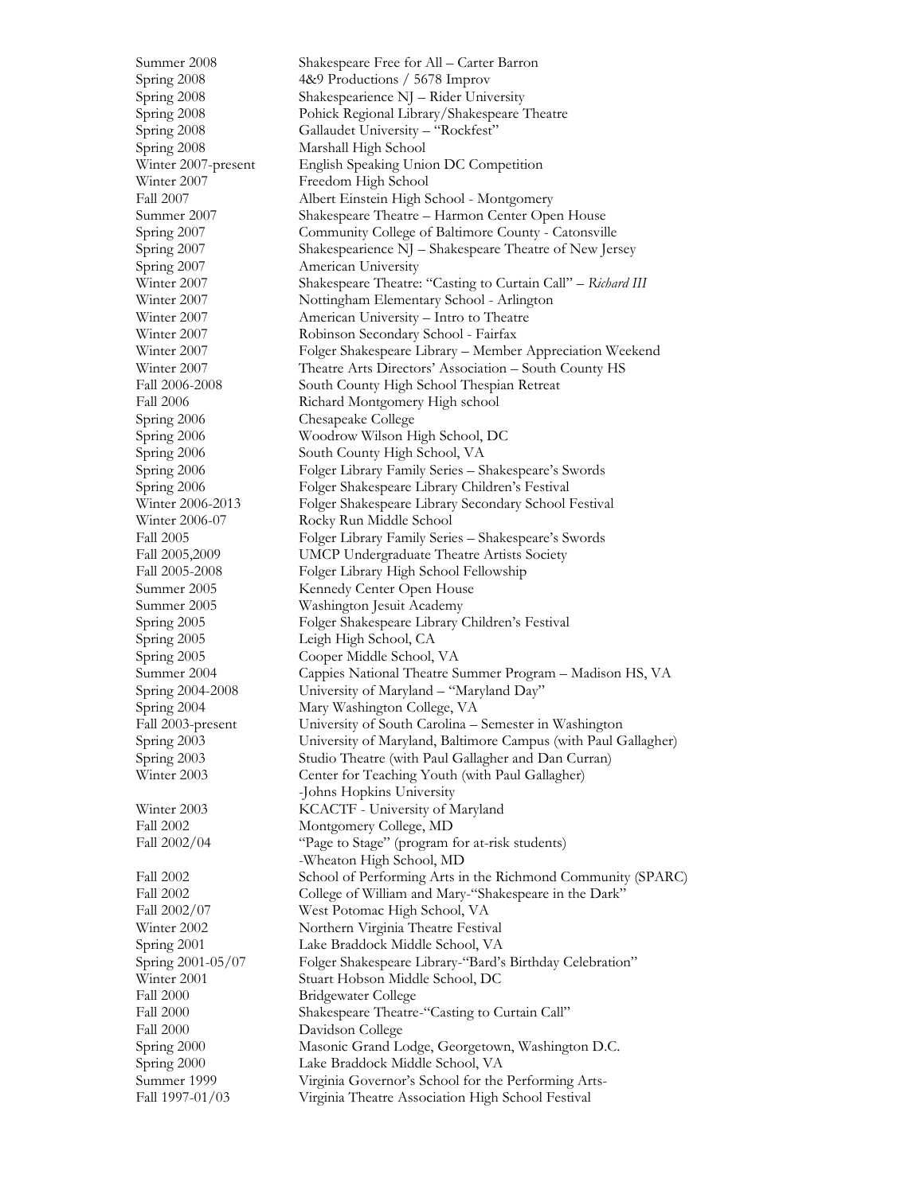| | |
|---|---|
| Summer 2008 | Shakespeare Free for All – Carter Barron |
| Spring 2008 | 4&9 Productions / 5678 Improv |
| Spring 2008 | Shakespearience NJ – Rider University |
| Spring 2008 | Pohick Regional Library/Shakespeare Theatre |
| Spring 2008 | Gallaudet University – "Rockfest" |
| Spring 2008 | Marshall High School |
| Winter 2007-present | English Speaking Union DC Competition |
| Winter 2007 | Freedom High School |
| Fall 2007 | Albert Einstein High School - Montgomery |
| Summer 2007 | Shakespeare Theatre – Harmon Center Open House |
| Spring 2007 | Community College of Baltimore County - Catonsville |
| Spring 2007 | Shakespearience NJ – Shakespeare Theatre of New Jersey |
| Spring 2007 | American University |
| Winter 2007 | Shakespeare Theatre: "Casting to Curtain Call" – *Richard III* |
| Winter 2007 | Nottingham Elementary School - Arlington |
| Winter 2007 | American University – Intro to Theatre |
| Winter 2007 | Robinson Secondary School - Fairfax |
| Winter 2007 | Folger Shakespeare Library – Member Appreciation Weekend |
| Winter 2007 | Theatre Arts Directors' Association – South County HS |
| Fall 2006-2008 | South County High School Thespian Retreat |
| Fall 2006 | Richard Montgomery High school |
| Spring 2006 | Chesapeake College |
| Spring 2006 | Woodrow Wilson High School, DC |
| Spring 2006 | South County High School, VA |
| Spring 2006 | Folger Library Family Series – Shakespeare's Swords |
| Spring 2006 | Folger Shakespeare Library Children's Festival |
| Winter 2006-2013 | Folger Shakespeare Library Secondary School Festival |
| Winter 2006-07 | Rocky Run Middle School |
| Fall 2005 | Folger Library Family Series – Shakespeare's Swords |
| Fall 2005,2009 | UMCP Undergraduate Theatre Artists Society |
| Fall 2005-2008 | Folger Library High School Fellowship |
| Summer 2005 | Kennedy Center Open House |
| Summer 2005 | Washington Jesuit Academy |
| Spring 2005 | Folger Shakespeare Library Children's Festival |
| Spring 2005 | Leigh High School, CA |
| Spring 2005 | Cooper Middle School, VA |
| Summer 2004 | Cappies National Theatre Summer Program – Madison HS, VA |
| Spring 2004-2008 | University of Maryland – "Maryland Day" |
| Spring 2004 | Mary Washington College, VA |
| Fall 2003-present | University of South Carolina – Semester in Washington |
| Spring 2003 | University of Maryland, Baltimore Campus (with Paul Gallagher) |
| Spring 2003 | Studio Theatre (with Paul Gallagher and Dan Curran) |
| Winter 2003 | Center for Teaching Youth (with Paul Gallagher) -Johns Hopkins University |
| Winter 2003 | KCACTF - University of Maryland |
| Fall 2002 | Montgomery College, MD |
| Fall 2002/04 | "Page to Stage" (program for at-risk students) -Wheaton High School, MD |
| Fall 2002 | School of Performing Arts in the Richmond Community (SPARC) |
| Fall 2002 | College of William and Mary-"Shakespeare in the Dark" |
| Fall 2002/07 | West Potomac High School, VA |
| Winter 2002 | Northern Virginia Theatre Festival |
| Spring 2001 | Lake Braddock Middle School, VA |
| Spring 2001-05/07 | Folger Shakespeare Library-"Bard's Birthday Celebration" |
| Winter 2001 | Stuart Hobson Middle School, DC |
| Fall 2000 | Bridgewater College |
| Fall 2000 | Shakespeare Theatre-"Casting to Curtain Call" |
| Fall 2000 | Davidson College |
| Spring 2000 | Masonic Grand Lodge, Georgetown, Washington D.C. |
| Spring 2000 | Lake Braddock Middle School, VA |
| Summer 1999 | Virginia Governor's School for the Performing Arts- |
| Fall 1997-01/03 | Virginia Theatre Association High School Festival |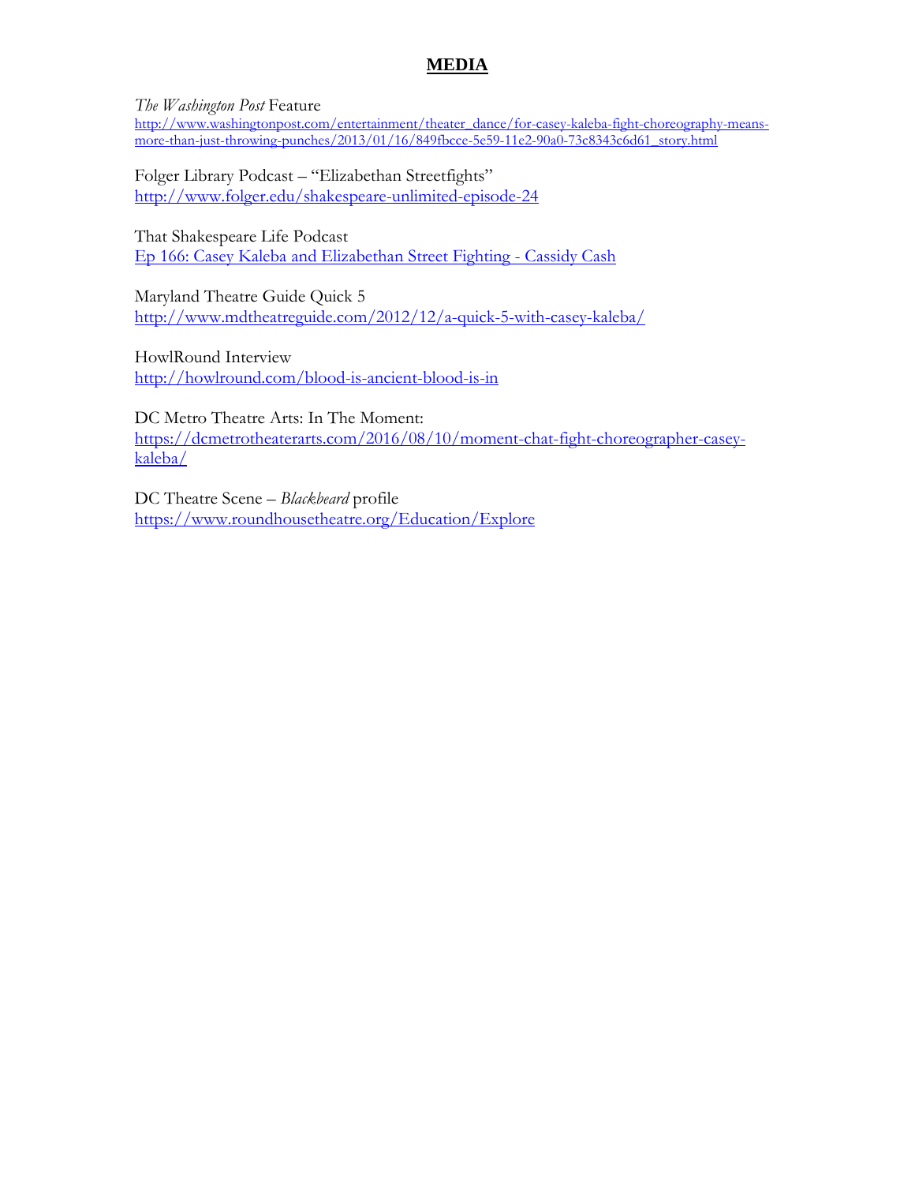# MEDIA

*The Washington Post* Feature
http://www.washingtonpost.com/entertainment/theater_dance/for-casey-kaleba-fight-choreography-means-more-than-just-throwing-punches/2013/01/16/849fbcce-5e59-11e2-90a0-73c8343c6d61_story.html

Folger Library Podcast – "Elizabethan Streetfights"
http://www.folger.edu/shakespeare-unlimited-episode-24

That Shakespeare Life Podcast
Ep 166: Casey Kaleba and Elizabethan Street Fighting - Cassidy Cash

Maryland Theatre Guide Quick 5
http://www.mdtheatreguide.com/2012/12/a-quick-5-with-casey-kaleba/

HowlRound Interview
http://howlround.com/blood-is-ancient-blood-is-in

DC Metro Theatre Arts: In The Moment:
https://dcmetrotheaterarts.com/2016/08/10/moment-chat-fight-choreographer-casey-kaleba/

DC Theatre Scene – *Blackbeard* profile
https://www.roundhousetheatre.org/Education/Explore